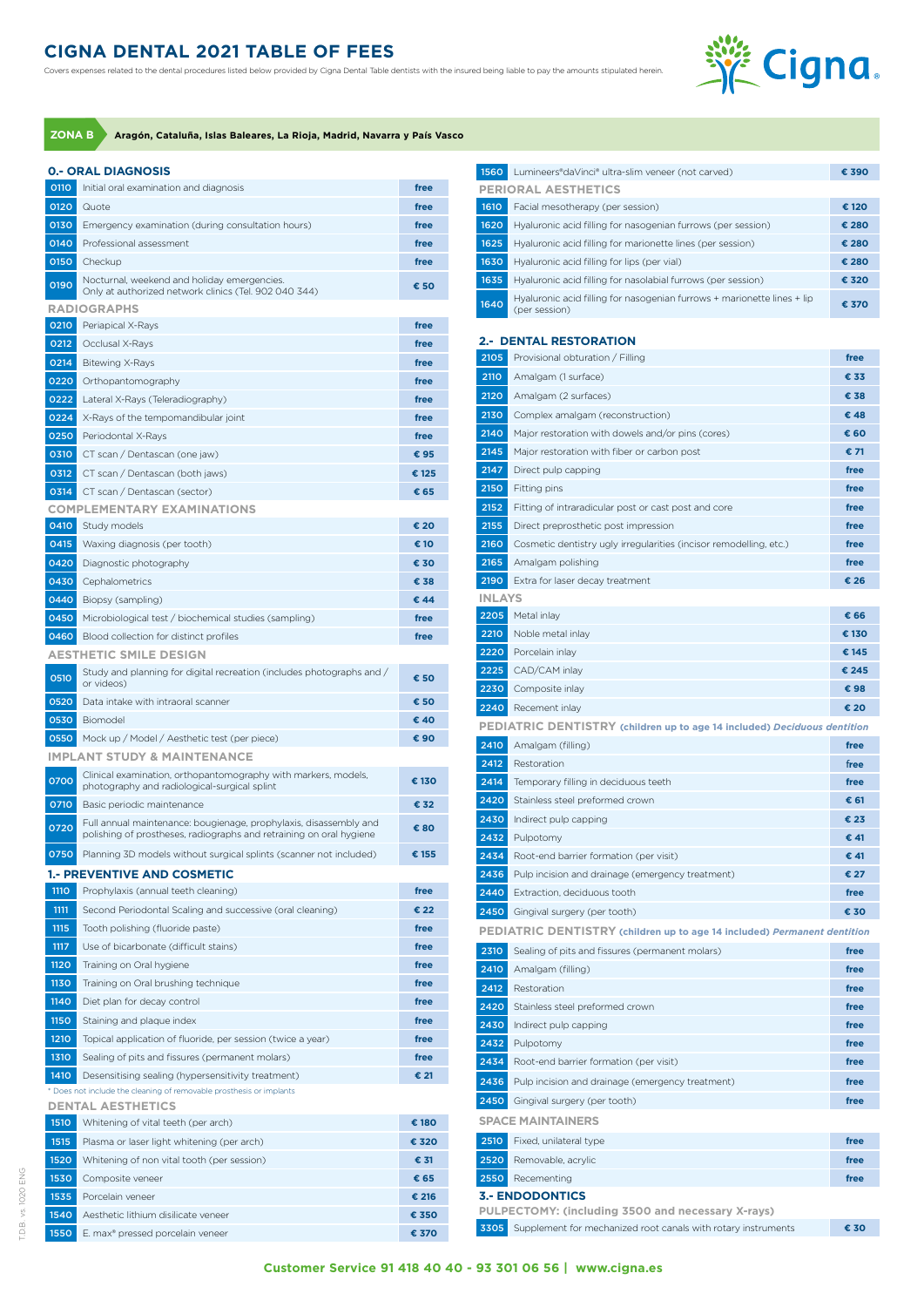# CIGNA DENTAL 2021 TABLE OF FEES

Covers expenses related to the dental procedures listed below provided by Cigna Dental Table dentists with the insured being liable to pay the amounts stipulated herein.

**ZONA B** **Aragón, Cataluña, Islas Baleares, La Rioja, Madrid, Navarra y País Vasco**

## 0.- ORAL DIAGNOSIS

| Code | Procedure | Fee |
|---|---|---|
| 0110 | Initial oral examination and diagnosis | free |
| 0120 | Quote | free |
| 0130 | Emergency examination (during consultation hours) | free |
| 0140 | Professional assessment | free |
| 0150 | Checkup | free |
| 0190 | Nocturnal, weekend and holiday emergencies. Only at authorized network clinics (Tel. 902 040 344) | € 50 |

### RADIOGRAPHS

| Code | Procedure | Fee |
|---|---|---|
| 0210 | Periapical X-Rays | free |
| 0212 | Occlusal X-Rays | free |
| 0214 | Bitewing X-Rays | free |
| 0220 | Orthopantomography | free |
| 0222 | Lateral X-Rays (Teleradiography) | free |
| 0224 | X-Rays of the tempomandibular joint | free |
| 0250 | Periodontal X-Rays | free |
| 0310 | CT scan / Dentascan (one jaw) | € 95 |
| 0312 | CT scan / Dentascan (both jaws) | € 125 |
| 0314 | CT scan / Dentascan (sector) | € 65 |

### COMPLEMENTARY EXAMINATIONS

| Code | Procedure | Fee |
|---|---|---|
| 0410 | Study models | € 20 |
| 0415 | Waxing diagnosis (per tooth) | € 10 |
| 0420 | Diagnostic photography | € 30 |
| 0430 | Cephalometrics | € 38 |
| 0440 | Biopsy (sampling) | € 44 |
| 0450 | Microbiological test / biochemical studies (sampling) | free |
| 0460 | Blood collection for distinct profiles | free |

### AESTHETIC SMILE DESIGN

| Code | Procedure | Fee |
|---|---|---|
| 0510 | Study and planning for digital recreation (includes photographs and / or videos) | € 50 |
| 0520 | Data intake with intraoral scanner | € 50 |
| 0530 | Biomodel | € 40 |
| 0550 | Mock up / Model / Aesthetic test (per piece) | € 90 |

### IMPLANT STUDY & MAINTENANCE

| Code | Procedure | Fee |
|---|---|---|
| 0700 | Clinical examination, orthopantomography with markers, models, photography and radiological-surgical splint | € 130 |
| 0710 | Basic periodic maintenance | € 32 |
| 0720 | Full annual maintenance: bougienage, prophylaxis, disassembly and polishing of prostheses, radiographs and retraining on oral hygiene | € 80 |
| 0750 | Planning 3D models without surgical splints (scanner not included) | € 155 |

## 1.- PREVENTIVE AND COSMETIC

| Code | Procedure | Fee |
|---|---|---|
| 1110 | Prophylaxis (annual teeth cleaning) | free |
| 1111 | Second Periodontal Scaling and successive (oral cleaning) | € 22 |
| 1115 | Tooth polishing (fluoride paste) | free |
| 1117 | Use of bicarbonate (difficult stains) | free |
| 1120 | Training on Oral hygiene | free |
| 1130 | Training on Oral brushing technique | free |
| 1140 | Diet plan for decay control | free |
| 1150 | Staining and plaque index | free |
| 1210 | Topical application of fluoride, per session (twice a year) | free |
| 1310 | Sealing of pits and fissures (permanent molars) | free |
| 1410 | Desensitising sealing (hypersensitivity treatment) | € 21 |

\* Does not include the cleaning of removable prosthesis or implants

### DENTAL AESTHETICS

| Code | Procedure | Fee |
|---|---|---|
| 1510 | Whitening of vital teeth (per arch) | € 180 |
| 1515 | Plasma or laser light whitening (per arch) | € 320 |
| 1520 | Whitening of non vital tooth (per session) | € 31 |
| 1530 | Composite veneer | € 65 |
| 1535 | Porcelain veneer | € 216 |
| 1540 | Aesthetic lithium disilicate veneer | € 350 |
| 1550 | E. max® pressed porcelain veneer | € 370 |
| 1560 | Lumineers®daVinci® ultra-slim veneer (not carved) | € 390 |

### PERIORAL AESTHETICS

| Code | Procedure | Fee |
|---|---|---|
| 1610 | Facial mesotherapy (per session) | € 120 |
| 1620 | Hyaluronic acid filling for nasogenian furrows (per session) | € 280 |
| 1625 | Hyaluronic acid filling for marionette lines (per session) | € 280 |
| 1630 | Hyaluronic acid filling for lips (per vial) | € 280 |
| 1635 | Hyaluronic acid filling for nasolabial furrows (per session) | € 320 |
| 1640 | Hyaluronic acid filling for nasogenian furrows + marionette lines + lip (per session) | € 370 |

## 2.- DENTAL RESTORATION

| Code | Procedure | Fee |
|---|---|---|
| 2105 | Provisional obturation / Filling | free |
| 2110 | Amalgam (1 surface) | € 33 |
| 2120 | Amalgam (2 surfaces) | € 38 |
| 2130 | Complex amalgam (reconstruction) | € 48 |
| 2140 | Major restoration with dowels and/or pins (cores) | € 60 |
| 2145 | Major restoration with fiber or carbon post | € 71 |
| 2147 | Direct pulp capping | free |
| 2150 | Fitting pins | free |
| 2152 | Fitting of intraradicular post or cast post and core | free |
| 2155 | Direct preprosthetic post impression | free |
| 2160 | Cosmetic dentistry ugly irregularities (incisor remodelling, etc.) | free |
| 2165 | Amalgam polishing | free |
| 2190 | Extra for laser decay treatment | € 26 |

### INLAYS

| Code | Procedure | Fee |
|---|---|---|
| 2205 | Metal inlay | € 66 |
| 2210 | Noble metal inlay | € 130 |
| 2220 | Porcelain inlay | € 145 |
| 2225 | CAD/CAM inlay | € 245 |
| 2230 | Composite inlay | € 98 |
| 2240 | Recement inlay | € 20 |

### PEDIATRIC DENTISTRY (children up to age 14 included) *Deciduous dentition*

| Code | Procedure | Fee |
|---|---|---|
| 2410 | Amalgam (filling) | free |
| 2412 | Restoration | free |
| 2414 | Temporary filling in deciduous teeth | free |
| 2420 | Stainless steel preformed crown | € 61 |
| 2430 | Indirect pulp capping | € 23 |
| 2432 | Pulpotomy | € 41 |
| 2434 | Root-end barrier formation (per visit) | € 41 |
| 2436 | Pulp incision and drainage (emergency treatment) | € 27 |
| 2440 | Extraction, deciduous tooth | free |
| 2450 | Gingival surgery (per tooth) | € 30 |

### PEDIATRIC DENTISTRY (children up to age 14 included) *Permanent dentition*

| Code | Procedure | Fee |
|---|---|---|
| 2310 | Sealing of pits and fissures (permanent molars) | free |
| 2410 | Amalgam (filling) | free |
| 2412 | Restoration | free |
| 2420 | Stainless steel preformed crown | free |
| 2430 | Indirect pulp capping | free |
| 2432 | Pulpotomy | free |
| 2434 | Root-end barrier formation (per visit) | free |
| 2436 | Pulp incision and drainage (emergency treatment) | free |
| 2450 | Gingival surgery (per tooth) | free |

### SPACE MAINTAINERS

| Code | Procedure | Fee |
|---|---|---|
| 2510 | Fixed, unilateral type | free |
| 2520 | Removable, acrylic | free |
| 2550 | Recementing | free |

## 3.- ENDODONTICS

### PULPECTOMY: (including 3500 and necessary X-rays)

| Code | Procedure | Fee |
|---|---|---|
| 3305 | Supplement for mechanized root canals with rotary instruments | € 30 |

Customer Service 91 418 40 40 - 93 301 06 56 | www.cigna.es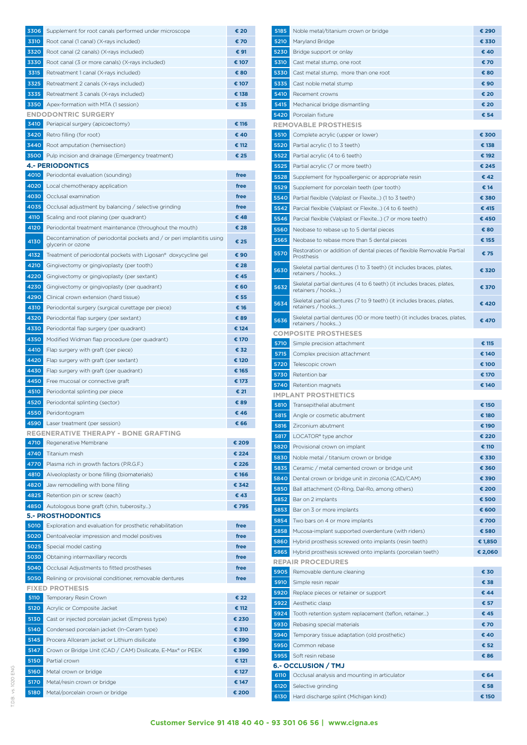| Code | Description | Price |
|---|---|---|
| 3306 | Supplement for root canals performed under microscope | € 20 |
| 3310 | Root canal (1 canal) (X-rays included) | € 70 |
| 3320 | Root canal (2 canals) (X-rays included) | € 91 |
| 3330 | Root canal (3 or more canals) (X-rays included) | € 107 |
| 3315 | Retreatment 1 canal (X-rays included) | € 80 |
| 3325 | Retreatment 2 canals (X-rays included) | € 107 |
| 3335 | Retreatment 3 canals (X-rays included) | € 138 |
| 3350 | Apex-formation with MTA (1 session) | € 35 |

## ENDODONTRIC SURGERY

| Code | Description | Price |
|---|---|---|
| 3410 | Periapical surgery (apicoectomy) | € 116 |
| 3420 | Retro filling (for root) | € 40 |
| 3440 | Root amputation (hemisection) | € 112 |
| 3500 | Pulp incision and drainage (Emergency treatment) | € 25 |

## 4.- PERIODONTICS

| Code | Description | Price |
|---|---|---|
| 4010 | Periodontal evaluation (sounding) | free |
| 4020 | Local chemotherapy application | free |
| 4030 | Occlusal examination | free |
| 4035 | Occlusal adjustment by balancing / selective grinding | free |
| 4110 | Scaling and root planing (per quadrant) | € 48 |
| 4120 | Periodontal treatment maintenance (throughout the mouth) | € 28 |
| 4130 | Decontamination of periodontal pockets and / or peri implantitis using glycerin or ozone | € 25 |
| 4132 | Treatment of periodontal pockets with Ligosan® doxycycline gel | € 90 |
| 4210 | Gingivectomy or gingivoplasty (per tooth) | € 28 |
| 4220 | Gingivectomy or gingivoplasty (per sextant) | € 45 |
| 4230 | Gingivectomy or gingivoplasty (per quadrant) | € 60 |
| 4290 | Clinical crown extension (hard tissue) | € 55 |
| 4310 | Periodontal surgery (surgical curettage per piece) | € 16 |
| 4320 | Periodontal flap surgery (per sextant) | € 89 |
| 4330 | Periodontal flap surgery (per quadrant) | € 124 |
| 4350 | Modified Widman flap procedure (per quadrant) | € 170 |
| 4410 | Flap surgery with graft (per piece) | € 32 |
| 4420 | Flap surgery with graft (per sextant) | € 120 |
| 4430 | Flap surgery with graft (per quadrant) | € 165 |
| 4450 | Free mucosal or connective graft | € 173 |
| 4510 | Periodontal splinting per piece | € 21 |
| 4520 | Periodontal splinting (sector) | € 89 |
| 4550 | Peridontogram | € 46 |
| 4590 | Laser treatment (per session) | € 66 |

## REGENERATIVE THERAPY - BONE GRAFTING

| Code | Description | Price |
|---|---|---|
| 4710 | Regenerative Membrane | € 209 |
| 4740 | Titanium mesh | € 224 |
| 4770 | Plasma rich in growth factors (P.R.G.F.) | € 226 |
| 4810 | Alveoloplasty or bone filling (biomaterials) | € 166 |
| 4820 | Jaw remodelling with bone filling | € 342 |
| 4825 | Retention pin or screw (each) | € 43 |
| 4850 | Autologous bone graft (chin, tuberosity...) | € 795 |

## 5.- PROSTHODONTICS

| Code | Description | Price |
|---|---|---|
| 5010 | Exploration and evaluation for prosthetic rehabilitation | free |
| 5020 | Dentoalveolar impression and model positives | free |
| 5025 | Special model casting | free |
| 5030 | Obtaining intermaxillary records | free |
| 5040 | Occlusal Adjustments to fitted prostheses | free |
| 5050 | Relining or provisional conditioner, removable dentures | free |

## FIXED PROTHESIS

| Code | Description | Price |
|---|---|---|
| 5110 | Temporary Resin Crown | € 22 |
| 5120 | Acrylic or Composite Jacket | € 112 |
| 5130 | Cast or injected porcelain jacket (Empress type) | € 230 |
| 5140 | Condensed porcelain jacket (In-Ceram type) | € 310 |
| 5145 | Procera Allceram jacket or Lithium disilicate | € 390 |
| 5147 | Crown or Bridge Unit (CAD / CAM) Disilicate, E-Max® or PEEK | € 390 |
| 5150 | Partial crown | € 121 |
| 5160 | Metal crown or bridge | € 127 |
| 5170 | Metal/resin crown or bridge | € 147 |
| 5180 | Metal/porcelain crown or bridge | € 200 |
| 5185 | Noble metal/titanium crown or bridge | € 290 |
| 5210 | Maryland Bridge | € 330 |
| 5230 | Bridge support or onlay | € 40 |
| 5310 | Cast metal stump, one root | € 70 |
| 5330 | Cast metal stump, more than one root | € 80 |
| 5335 | Cast noble metal stump | € 90 |
| 5410 | Recement crowns | € 20 |
| 5415 | Mechanical bridge dismantling | € 20 |
| 5420 | Porcelain fixture | € 54 |

## REMOVABLE PROSTHESIS

| Code | Description | Price |
|---|---|---|
| 5510 | Complete acrylic (upper or lower) | € 300 |
| 5520 | Partial acrylic (1 to 3 teeth) | € 138 |
| 5522 | Partial acrylic (4 to 6 teeth) | € 192 |
| 5525 | Partial acrylic (7 or more teeth) | € 245 |
| 5528 | Supplement for hypoallergenic or appropriate resin | € 42 |
| 5529 | Supplement for porcelain teeth (per tooth) | € 14 |
| 5540 | Partial flexible (Valplast or Flexite...) (1 to 3 teeth) | € 380 |
| 5542 | Parcial flexible (Valplast or Flexite...) (4 to 6 teeth) | € 415 |
| 5546 | Parcial flexible (Valplast or Flexite...) (7 or more teeth) | € 450 |
| 5560 | Neobase to rebase up to 5 dental pieces | € 80 |
| 5565 | Neobase to rebase more than 5 dental pieces | € 155 |
| 5570 | Restoration or addition of dental pieces of flexible Removable Partial Prosthesis | € 75 |
| 5630 | Skeletal partial dentures (1 to 3 teeth) (it includes braces, plates, retainers / hooks...) | € 320 |
| 5632 | Skeletal partial dentures (4 to 6 teeth) (it includes braces, plates, retainers / hooks...) | € 370 |
| 5634 | Skeletal partial dentures (7 to 9 teeth) (it includes braces, plates, retainers / hooks...) | € 420 |
| 5636 | Skeletal partial dentures (10 or more teeth) (it includes braces, plates, retainers / hooks...) | € 470 |

## COMPOSITE PROSTHESES

| Code | Description | Price |
|---|---|---|
| 5710 | Simple precision attachment | € 115 |
| 5715 | Complex precision attachment | € 140 |
| 5720 | Telescopic crown | € 100 |
| 5730 | Retention bar | € 170 |
| 5740 | Retention magnets | € 140 |

## IMPLANT PROSTHETICS

| Code | Description | Price |
|---|---|---|
| 5810 | Transepithelial abutment | € 150 |
| 5815 | Angle or cosmetic abutment | € 180 |
| 5816 | Zirconium abutment | € 190 |
| 5817 | LOCATOR® type anchor | € 220 |
| 5820 | Provisional crown on implant | € 110 |
| 5830 | Noble metal / titanium crown or bridge | € 330 |
| 5835 | Ceramic / metal cemented crown or bridge unit | € 360 |
| 5840 | Dental crown or bridge unit in zirconia (CAD/CAM) | € 390 |
| 5850 | Ball attachment (O-Ring, Dal-Ro, among others) | € 200 |
| 5852 | Bar on 2 implants | € 500 |
| 5853 | Bar on 3 or more implants | € 600 |
| 5854 | Two bars on 4 or more implants | € 700 |
| 5858 | Mucosa-implant supported overdenture (with riders) | € 580 |
| 5860 | Hybrid prosthesis screwed onto implants (resin teeth) | € 1,850 |
| 5865 | Hybrid prosthesis screwed onto implants (porcelain teeth) | € 2,060 |

## REPAIR PROCEDURES

| Code | Description | Price |
|---|---|---|
| 5905 | Removable denture cleaning | € 30 |
| 5910 | Simple resin repair | € 38 |
| 5920 | Replace pieces or retainer or support | € 44 |
| 5922 | Aesthetic clasp | € 57 |
| 5924 | Tooth retention system replacement (teflon, retainer...) | € 45 |
| 5930 | Rebasing special materials | € 70 |
| 5940 | Temporary tissue adaptation (old prosthetic) | € 40 |
| 5950 | Common rebase | € 52 |
| 5955 | Soft resin rebase | € 86 |

## 6.- OCCLUSION / TMJ

| Code | Description | Price |
|---|---|---|
| 6110 | Occlusal analysis and mounting in articulator | € 64 |
| 6120 | Selective grinding | € 58 |
| 6130 | Hard discharge splint (Michigan kind) | € 150 |

**Customer Service 91 418 40 40 - 93 301 06 56 | www.cigna.es**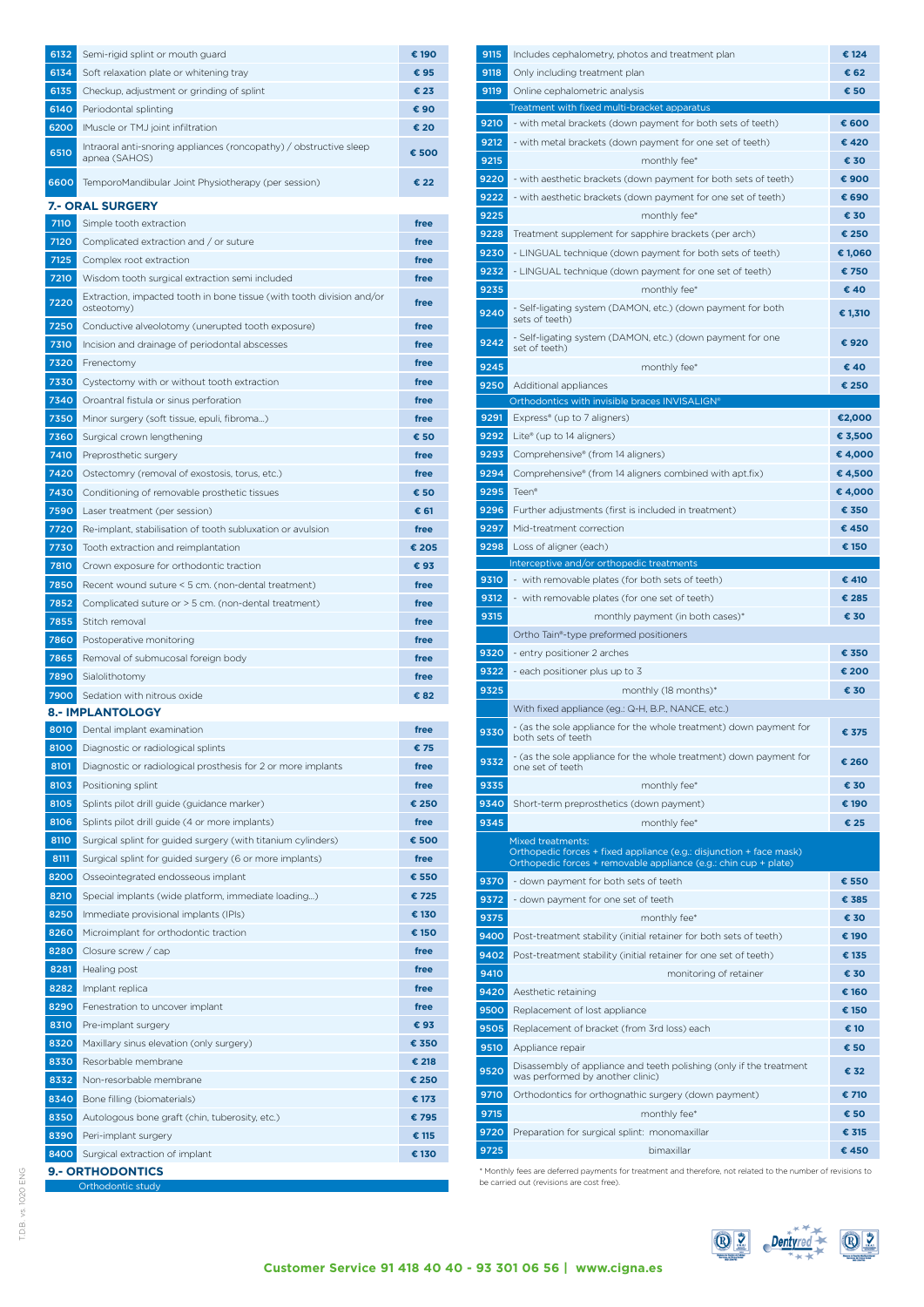| | | |
|---|---|---|
| 6132 | Semi-rigid splint or mouth guard | € 190 |
| 6134 | Soft relaxation plate or whitening tray | € 95 |
| 6135 | Checkup, adjustment or grinding of splint | € 23 |
| 6140 | Periodontal splinting | € 90 |
| 6200 | IMuscle or TMJ joint infiltration | € 20 |
| 6510 | Intraoral anti-snoring appliances (roncopathy) / obstructive sleep apnea (SAHOS) | € 500 |
| 6600 | TemporoMandibular Joint Physiotherapy (per session) | € 22 |

## 7.- ORAL SURGERY

| | | |
|---|---|---|
| 7110 | Simple tooth extraction | free |
| 7120 | Complicated extraction and / or suture | free |
| 7125 | Complex root extraction | free |
| 7210 | Wisdom tooth surgical extraction semi included | free |
| 7220 | Extraction, impacted tooth in bone tissue (with tooth division and/or osteotomy) | free |
| 7250 | Conductive alveolotomy (unerupted tooth exposure) | free |
| 7310 | Incision and drainage of periodontal abscesses | free |
| 7320 | Frenectomy | free |
| 7330 | Cystectomy with or without tooth extraction | free |
| 7340 | Oroantral fistula or sinus perforation | free |
| 7350 | Minor surgery (soft tissue, epuli, fibroma...) | free |
| 7360 | Surgical crown lengthening | € 50 |
| 7410 | Preprosthetic surgery | free |
| 7420 | Ostectomry (removal of exostosis, torus, etc.) | free |
| 7430 | Conditioning of removable prosthetic tissues | € 50 |
| 7590 | Laser treatment (per session) | € 61 |
| 7720 | Re-implant, stabilisation of tooth subluxation or avulsion | free |
| 7730 | Tooth extraction and reimplantation | € 205 |
| 7810 | Crown exposure for orthodontic traction | € 93 |
| 7850 | Recent wound suture < 5 cm. (non-dental treatment) | free |
| 7852 | Complicated suture or > 5 cm. (non-dental treatment) | free |
| 7855 | Stitch removal | free |
| 7860 | Postoperative monitoring | free |
| 7865 | Removal of submucosal foreign body | free |
| 7890 | Sialolithotomy | free |
| 7900 | Sedation with nitrous oxide | € 82 |

## 8.- IMPLANTOLOGY

| | | |
|---|---|---|
| 8010 | Dental implant examination | free |
| 8100 | Diagnostic or radiological splints | € 75 |
| 8101 | Diagnostic or radiological prosthesis for 2 or more implants | free |
| 8103 | Positioning splint | free |
| 8105 | Splints pilot drill guide (guidance marker) | € 250 |
| 8106 | Splints pilot drill guide (4 or more implants) | free |
| 8110 | Surgical splint for guided surgery (with titanium cylinders) | € 500 |
| 8111 | Surgical splint for guided surgery (6 or more implants) | free |
| 8200 | Osseointegrated endosseous implant | € 550 |
| 8210 | Special implants (wide platform, immediate loading...) | € 725 |
| 8250 | Immediate provisional implants (IPIs) | € 130 |
| 8260 | Microimplant for orthodontic traction | € 150 |
| 8280 | Closure screw / cap | free |
| 8281 | Healing post | free |
| 8282 | Implant replica | free |
| 8290 | Fenestration to uncover implant | free |
| 8310 | Pre-implant surgery | € 93 |
| 8320 | Maxillary sinus elevation (only surgery) | € 350 |
| 8330 | Resorbable membrane | € 218 |
| 8332 | Non-resorbable membrane | € 250 |
| 8340 | Bone filling (biomaterials) | € 173 |
| 8350 | Autologous bone graft (chin, tuberosity, etc.) | € 795 |
| 8390 | Peri-implant surgery | € 115 |
| 8400 | Surgical extraction of implant | € 130 |

## 9.- ORTHODONTICS

| | | |
|---|---|---|
| | **Orthodontic study** | |
| 9115 | Includes cephalometry, photos and treatment plan | € 124 |
| 9118 | Only including treatment plan | € 62 |
| 9119 | Online cephalometric analysis | € 50 |
| | **Treatment with fixed multi-bracket apparatus** | |
| 9210 | - with metal brackets (down payment for both sets of teeth) | € 600 |
| 9212 | - with metal brackets (down payment for one set of teeth) | € 420 |
| 9215 | monthly fee* | € 30 |
| 9220 | - with aesthetic brackets (down payment for both sets of teeth) | € 900 |
| 9222 | - with aesthetic brackets (down payment for one set of teeth) | € 690 |
| 9225 | monthly fee* | € 30 |
| 9228 | Treatment supplement for sapphire brackets (per arch) | € 250 |
| 9230 | - LINGUAL technique (down payment for both sets of teeth) | € 1,060 |
| 9232 | - LINGUAL technique (down payment for one set of teeth) | € 750 |
| 9235 | monthly fee* | € 40 |
| 9240 | - Self-ligating system (DAMON, etc.) (down payment for both sets of teeth) | € 1,310 |
| 9242 | - Self-ligating system (DAMON, etc.) (down payment for one set of teeth) | € 920 |
| 9245 | monthly fee* | € 40 |
| 9250 | Additional appliances | € 250 |
| | **Orthodontics with invisible braces INVISALIGN®** | |
| 9291 | Express® (up to 7 aligners) | €2,000 |
| 9292 | Lite® (up to 14 aligners) | € 3,500 |
| 9293 | Comprehensive® (from 14 aligners) | € 4,000 |
| 9294 | Comprehensive® (from 14 aligners combined with apt.fix) | € 4,500 |
| 9295 | Teen® | € 4,000 |
| 9296 | Further adjustments (first is included in treatment) | € 350 |
| 9297 | Mid-treatment correction | € 450 |
| 9298 | Loss of aligner (each) | € 150 |
| | **Interceptive and/or orthopedic treatments** | |
| 9310 | - with removable plates (for both sets of teeth) | € 410 |
| 9312 | - with removable plates (for one set of teeth) | € 285 |
| 9315 | monthly payment (in both cases)* | € 30 |
| | Ortho Tain®-type preformed positioners | |
| 9320 | - entry positioner 2 arches | € 350 |
| 9322 | - each positioner plus up to 3 | € 200 |
| 9325 | monthly (18 months)* | € 30 |
| | With fixed appliance (eg.: Q-H, B.P., NANCE, etc.) | |
| 9330 | - (as the sole appliance for the whole treatment) down payment for both sets of teeth | € 375 |
| 9332 | - (as the sole appliance for the whole treatment) down payment for one set of teeth | € 260 |
| 9335 | monthly fee* | € 30 |
| 9340 | Short-term preprosthetics (down payment) | € 190 |
| 9345 | monthly fee* | € 25 |
| | **Mixed treatments:** Orthopedic forces + fixed appliance (e.g.: disjunction + face mask) Orthopedic forces + removable appliance (e.g.: chin cup + plate) | |
| 9370 | - down payment for both sets of teeth | € 550 |
| 9372 | - down payment for one set of teeth | € 385 |
| 9375 | monthly fee* | € 30 |
| 9400 | Post-treatment stability (initial retainer for both sets of teeth) | € 190 |
| 9402 | Post-treatment stability (initial retainer for one set of teeth) | € 135 |
| 9410 | monitoring of retainer | € 30 |
| 9420 | Aesthetic retaining | € 160 |
| 9500 | Replacement of lost appliance | € 150 |
| 9505 | Replacement of bracket (from 3rd loss) each | € 10 |
| 9510 | Appliance repair | € 50 |
| 9520 | Disassembly of appliance and teeth polishing (only if the treatment was performed by another clinic) | € 32 |
| 9710 | Orthodontics for orthognathic surgery (down payment) | € 710 |
| 9715 | monthly fee* | € 50 |
| 9720 | Preparation for surgical splint: monomaxillar | € 315 |
| 9725 | bimaxillar | € 450 |

* Monthly fees are deferred payments for treatment and therefore, not related to the number of revisions to be carried out (revisions are cost free).

T.D.B. vs. 1020 ENG

**Customer Service 91 418 40 40 - 93 301 06 56 | www.cigna.es**